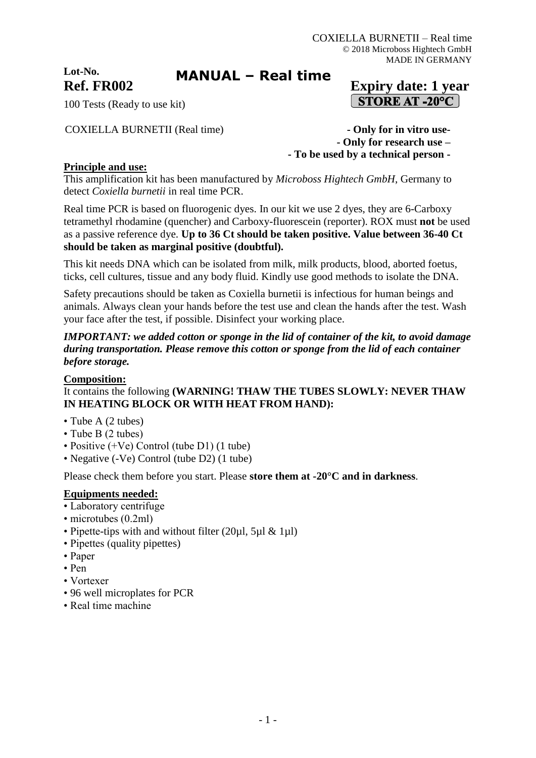COXIELLA BURNETII – Real time
© 2018 Microboss Hightech GmbH
MADE IN GERMANY

**Lot-No.**

# MANUAL – Real time

**Ref. FR002** **Expiry date: 1 year**

100 Tests (Ready to use kit) **STORE AT -20°C**

COXIELLA BURNETII (Real time)

**- Only for in vitro use-**
**- Only for research use –**
**- To be used by a technical person -**

## Principle and use:

This amplification kit has been manufactured by *Microboss Hightech GmbH*, Germany to detect *Coxiella burnetii* in real time PCR.

Real time PCR is based on fluorogenic dyes. In our kit we use 2 dyes, they are 6-Carboxy tetramethyl rhodamine (quencher) and Carboxy-fluorescein (reporter). ROX must **not** be used as a passive reference dye. **Up to 36 Ct should be taken positive. Value between 36-40 Ct should be taken as marginal positive (doubtful).**

This kit needs DNA which can be isolated from milk, milk products, blood, aborted foetus, ticks, cell cultures, tissue and any body fluid. Kindly use good methods to isolate the DNA.

Safety precautions should be taken as Coxiella burnetii is infectious for human beings and animals. Always clean your hands before the test use and clean the hands after the test. Wash your face after the test, if possible. Disinfect your working place.

***IMPORTANT: we added cotton or sponge in the lid of container of the kit, to avoid damage during transportation. Please remove this cotton or sponge from the lid of each container before storage.***

## Composition:

It contains the following **(WARNING! THAW THE TUBES SLOWLY: NEVER THAW IN HEATING BLOCK OR WITH HEAT FROM HAND):**

- Tube A (2 tubes)
- Tube B (2 tubes)
- Positive (+Ve) Control (tube D1) (1 tube)
- Negative (-Ve) Control (tube D2) (1 tube)

Please check them before you start. Please **store them at -20°C and in darkness**.

## Equipments needed:

- Laboratory centrifuge
- microtubes (0.2ml)
- Pipette-tips with and without filter (20µl, 5µl & 1µl)
- Pipettes (quality pipettes)
- Paper
- Pen
- Vortexer
- 96 well microplates for PCR
- Real time machine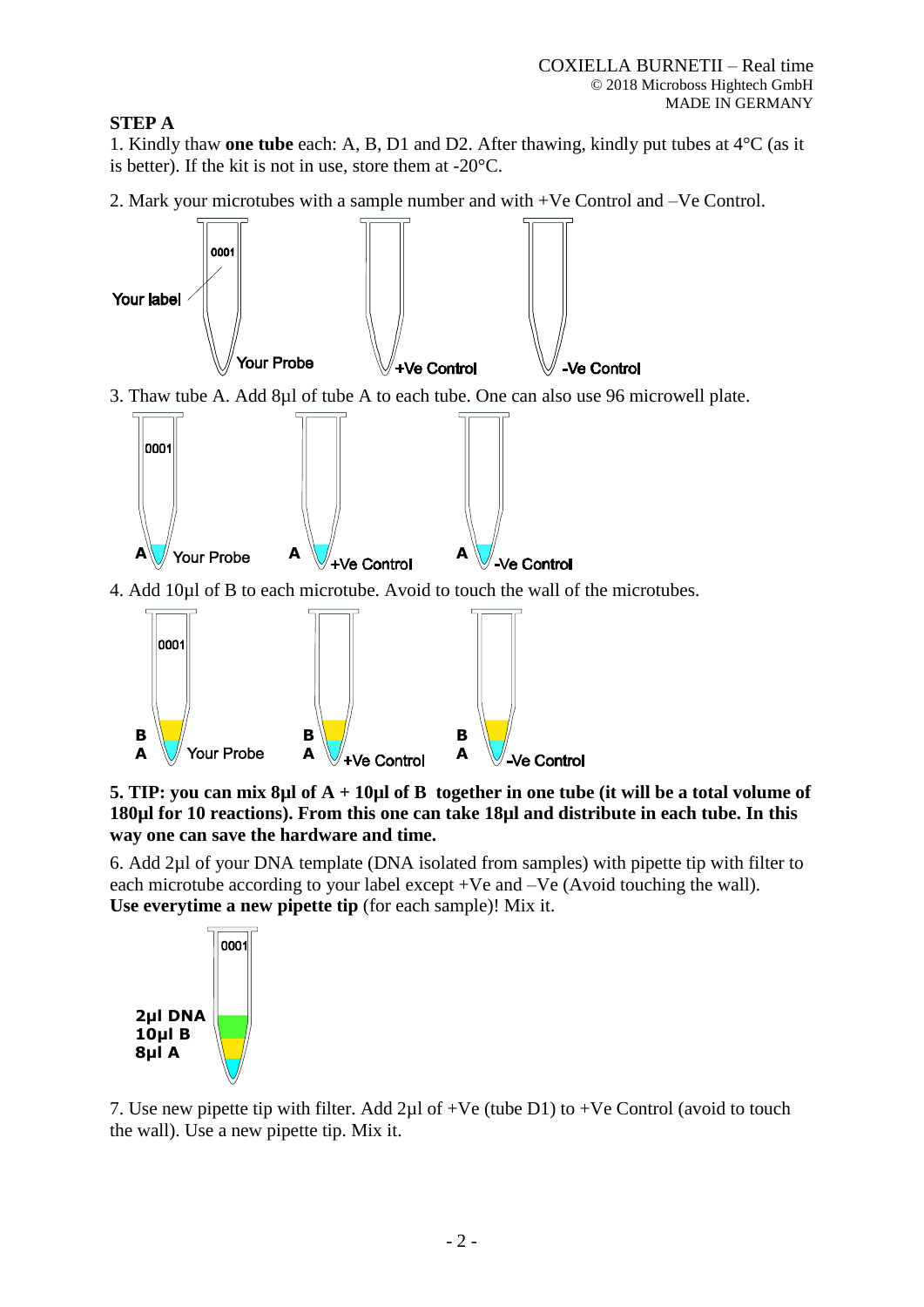## STEP A

1. Kindly thaw **one tube** each: A, B, D1 and D2. After thawing, kindly put tubes at 4°C (as it is better). If the kit is not in use, store them at -20°C.

2. Mark your microtubes with a sample number and with +Ve Control and –Ve Control.

Your label 0001 — Your Probe | +Ve Control | -Ve Control

3. Thaw tube A. Add 8µl of tube A to each tube. One can also use 96 microwell plate.

A — Your Probe | A — +Ve Control | A — -Ve Control

4. Add 10µl of B to each microtube. Avoid to touch the wall of the microtubes.

B A — Your Probe | B A — +Ve Control | B A — -Ve Control

**5. TIP: you can mix 8µl of A + 10µl of B together in one tube (it will be a total volume of 180µl for 10 reactions). From this one can take 18µl and distribute in each tube. In this way one can save the hardware and time.**

6. Add 2µl of your DNA template (DNA isolated from samples) with pipette tip with filter to each microtube according to your label except +Ve and –Ve (Avoid touching the wall). **Use everytime a new pipette tip** (for each sample)! Mix it.

**2µl DNA**
**10µl B**
**8µl A**

7. Use new pipette tip with filter. Add 2µl of +Ve (tube D1) to +Ve Control (avoid to touch the wall). Use a new pipette tip. Mix it.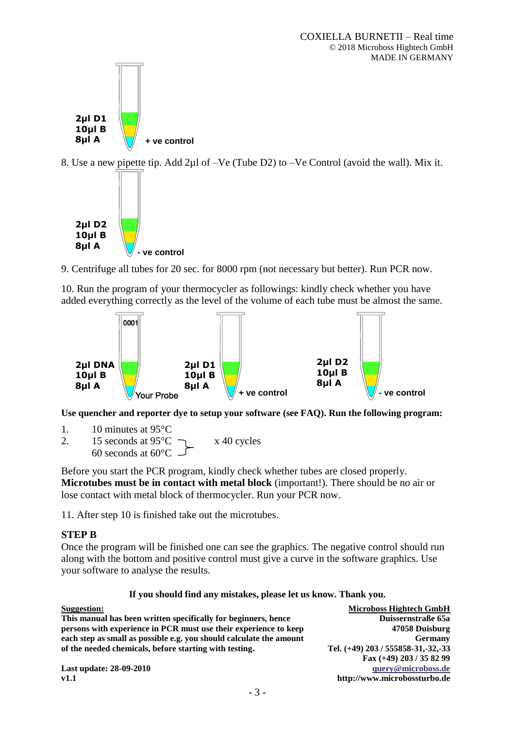2µl D1
10µl B
8µl A
+ ve control

8. Use a new pipette tip. Add 2µl of –Ve (Tube D2) to –Ve Control (avoid the wall). Mix it.

2µl D2
10µl B
8µl A
- ve control

9. Centrifuge all tubes for 20 sec. for 8000 rpm (not necessary but better). Run PCR now.

10. Run the program of your thermocycler as followings: kindly check whether you have added everything correctly as the level of the volume of each tube must be almost the same.

0001
2µl DNA
10µl B
8µl A
Your Probe

2µl D1
10µl B
8µl A
+ ve control

2µl D2
10µl B
8µl A
- ve control

**Use quencher and reporter dye to setup your software (see FAQ). Run the following program:**

1. 10 minutes at 95°C
2. 15 seconds at 95°C
   60 seconds at 60°C } x 40 cycles

Before you start the PCR program, kindly check whether tubes are closed properly. **Microtubes must be in contact with metal block** (important!). There should be no air or lose contact with metal block of thermocycler. Run your PCR now.

11. After step 10 is finished take out the microtubes.

## STEP B

Once the program will be finished one can see the graphics. The negative control should run along with the bottom and positive control must give a curve in the software graphics. Use your software to analyse the results.

**If you should find any mistakes, please let us know. Thank you.**

**Suggestion:**
**This manual has been written specifically for beginners, hence persons with experience in PCR must use their experience to keep each step as small as possible e.g. you should calculate the amount of the needed chemicals, before starting with testing.**

**Last update: 28-09-2010**
**v1.1**

**Microboss Hightech GmbH**
**Duissernstraße 65a**
**47058 Duisburg**
**Germany**
**Tel. (+49) 203 / 555858-31,-32,-33**
**Fax (+49) 203 / 35 82 99**
**query@microboss.de**
**http://www.microbossturbo.de**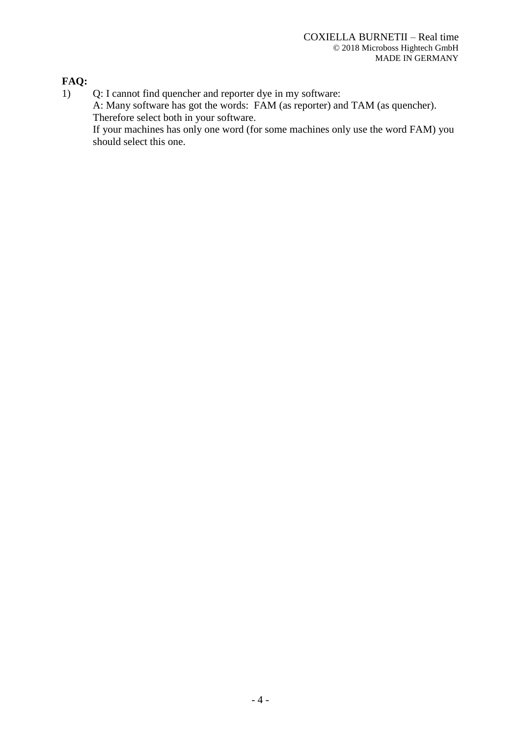**FAQ:**

1) Q: I cannot find quencher and reporter dye in my software:
   A: Many software has got the words: FAM (as reporter) and TAM (as quencher). Therefore select both in your software.
   If your machines has only one word (for some machines only use the word FAM) you should select this one.